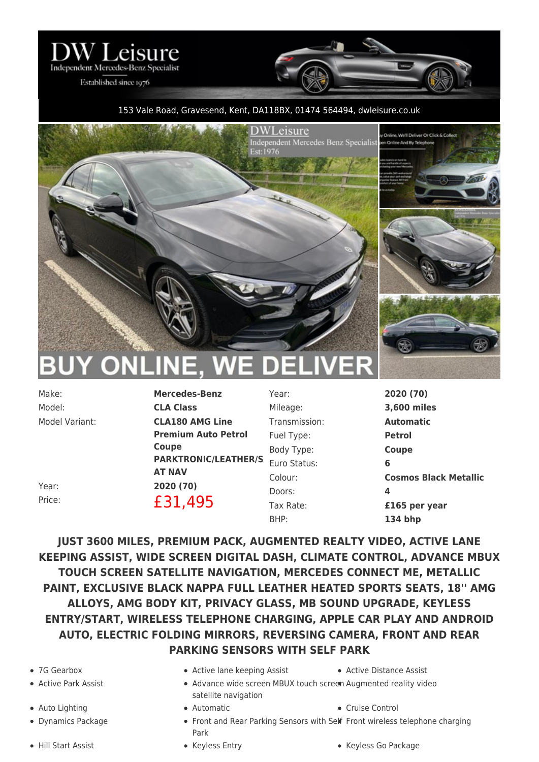# DW Leisure

Independent Mercedes-Benz Specialist

Established since 1976

153 Vale Road, Gravesend, Kent, DA118BX, 01474 564494, dwleisure.co.uk

BUY ONLINE, WE DELIVER

| | | | |
|---|---|---|---|
| Make: | **Mercedes-Benz** | Year: | **2020 (70)** |
| Model: | **CLA Class** | Mileage: | **3,600 miles** |
| Model Variant: | **CLA180 AMG Line Premium Auto Petrol Coupe PARKTRONIC/LEATHER/SAT NAV** | Transmission: | **Automatic** |
| | | Fuel Type: | **Petrol** |
| | | Body Type: | **Coupe** |
| | | Euro Status: | **6** |
| | | Colour: | **Cosmos Black Metallic** |
| Year: | **2020 (70)** | Doors: | **4** |
| Price: | £31,495 | Tax Rate: | **£165 per year** |
| | | BHP: | **134 bhp** |

**JUST 3600 MILES, PREMIUM PACK, AUGMENTED REALTY VIDEO, ACTIVE LANE KEEPING ASSIST, WIDE SCREEN DIGITAL DASH, CLIMATE CONTROL, ADVANCE MBUX TOUCH SCREEN SATELLITE NAVIGATION, MERCEDES CONNECT ME, METALLIC PAINT, EXCLUSIVE BLACK NAPPA FULL LEATHER HEATED SPORTS SEATS, 18'' AMG ALLOYS, AMG BODY KIT, PRIVACY GLASS, MB SOUND UPGRADE, KEYLESS ENTRY/START, WIRELESS TELEPHONE CHARGING, APPLE CAR PLAY AND ANDROID AUTO, ELECTRIC FOLDING MIRRORS, REVERSING CAMERA, FRONT AND REAR PARKING SENSORS WITH SELF PARK**

- 7G Gearbox
- Active lane keeping Assist
- Active Distance Assist
- Active Park Assist
- Advance wide screen MBUX touch screen satellite navigation
- Augmented reality video
- Auto Lighting
- Automatic
- Cruise Control
- Dynamics Package
- Front and Rear Parking Sensors with Self Park
- Front wireless telephone charging
- Hill Start Assist
- Keyless Entry
- Keyless Go Package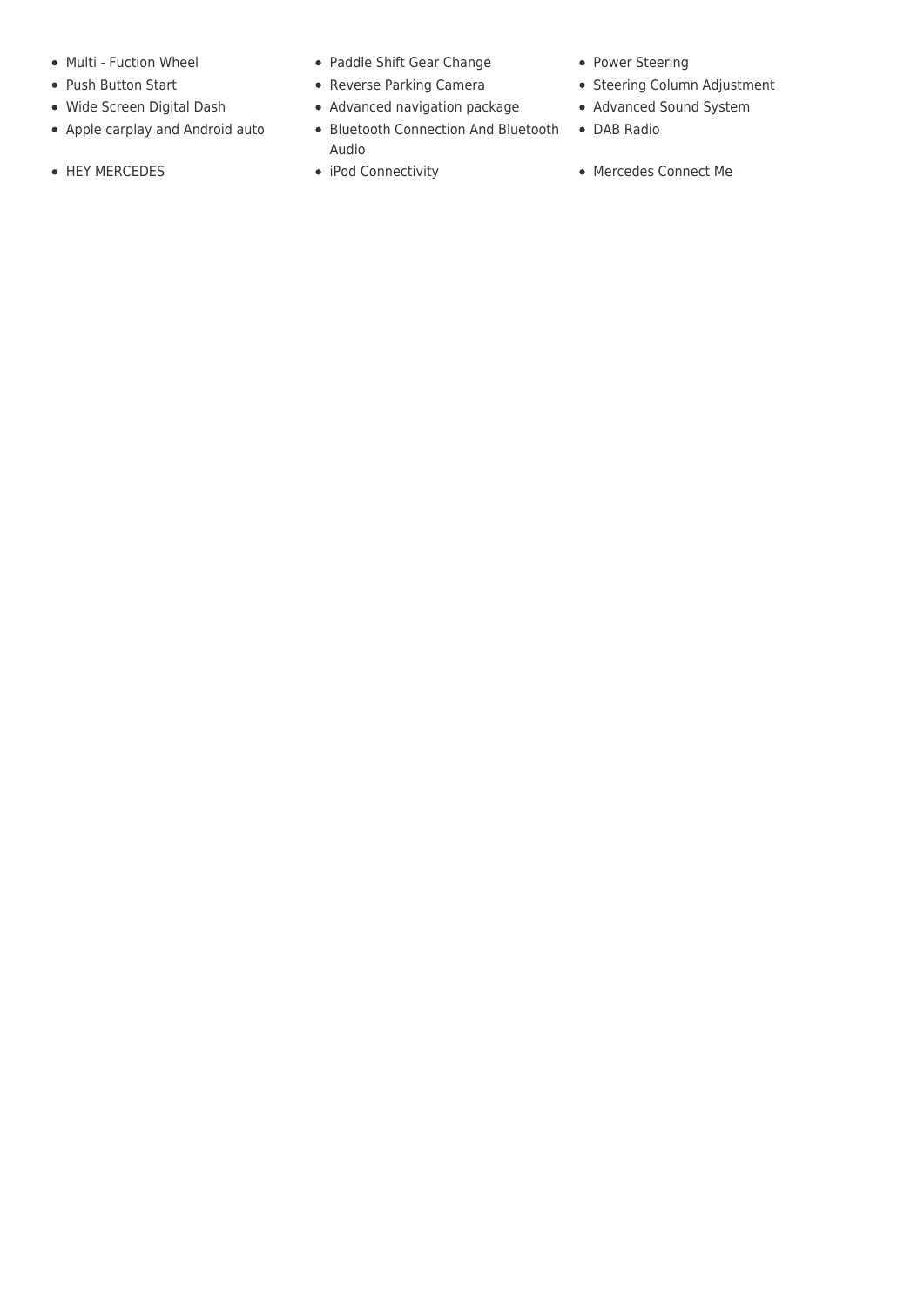- Multi - Fuction Wheel
- Push Button Start
- Wide Screen Digital Dash
- Apple carplay and Android auto
- HEY MERCEDES
- Paddle Shift Gear Change
- Reverse Parking Camera
- Advanced navigation package
- Bluetooth Connection And Bluetooth Audio
- iPod Connectivity
- Power Steering
- Steering Column Adjustment
- Advanced Sound System
- DAB Radio
- Mercedes Connect Me